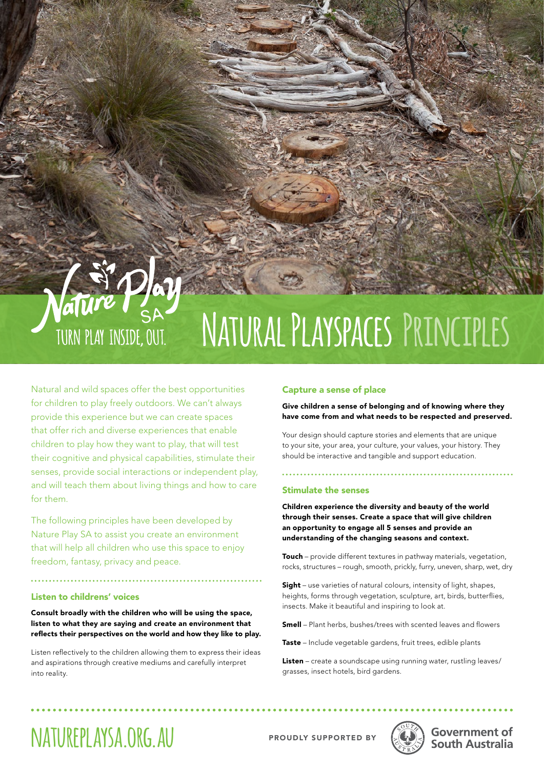Nature Play SA
TURN PLAY INSIDE, OUT.

# Natural Playspaces Principles

Natural and wild spaces offer the best opportunities for children to play freely outdoors. We can't always provide this experience but we can create spaces that offer rich and diverse experiences that enable children to play how they want to play, that will test their cognitive and physical capabilities, stimulate their senses, provide social interactions or independent play, and will teach them about living things and how to care for them.

The following principles have been developed by Nature Play SA to assist you create an environment that will help all children who use this space to enjoy freedom, fantasy, privacy and peace.

## Listen to childrens' voices

**Consult broadly with the children who will be using the space, listen to what they are saying and create an environment that reflects their perspectives on the world and how they like to play.**

Listen reflectively to the children allowing them to express their ideas and aspirations through creative mediums and carefully interpret into reality.

## Capture a sense of place

**Give children a sense of belonging and of knowing where they have come from and what needs to be respected and preserved.**

Your design should capture stories and elements that are unique to your site, your area, your culture, your values, your history. They should be interactive and tangible and support education.

## Stimulate the senses

**Children experience the diversity and beauty of the world through their senses. Create a space that will give children an opportunity to engage all 5 senses and provide an understanding of the changing seasons and context.**

**Touch** – provide different textures in pathway materials, vegetation, rocks, structures – rough, smooth, prickly, furry, uneven, sharp, wet, dry

**Sight** – use varieties of natural colours, intensity of light, shapes, heights, forms through vegetation, sculpture, art, birds, butterflies, insects. Make it beautiful and inspiring to look at.

**Smell** – Plant herbs, bushes/trees with scented leaves and flowers

**Taste** – Include vegetable gardens, fruit trees, edible plants

**Listen** – create a soundscape using running water, rustling leaves/grasses, insect hotels, bird gardens.

NATUREPLAYSA.ORG.AU

PROUDLY SUPPORTED BY Government of South Australia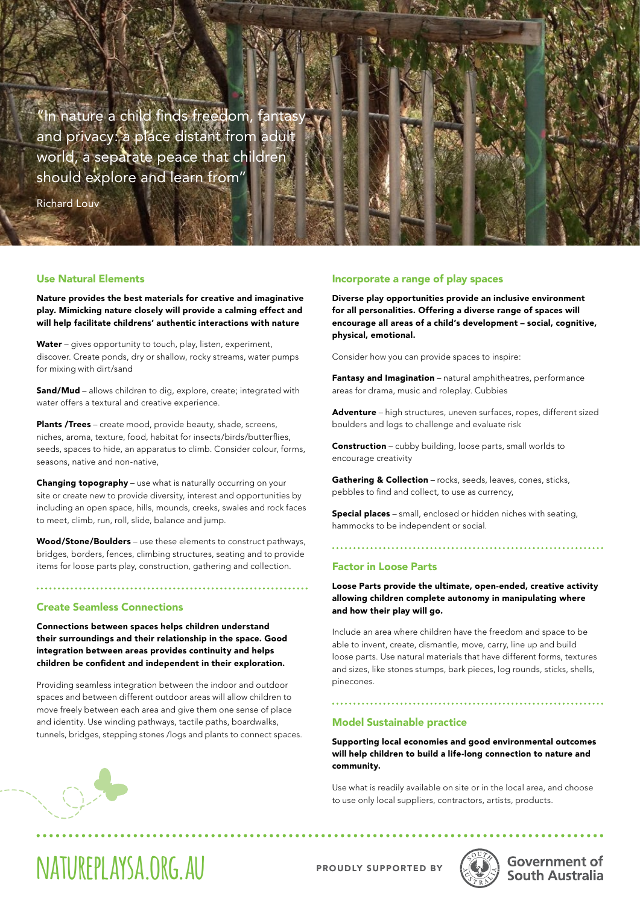"In nature a child finds freedom, fantasy and privacy: a place distant from adult world, a separate peace that children should explore and learn from"

Richard Louv

## Use Natural Elements

**Nature provides the best materials for creative and imaginative play. Mimicking nature closely will provide a calming effect and will help facilitate childrens' authentic interactions with nature**

**Water** – gives opportunity to touch, play, listen, experiment, discover. Create ponds, dry or shallow, rocky streams, water pumps for mixing with dirt/sand

**Sand/Mud** – allows children to dig, explore, create; integrated with water offers a textural and creative experience.

**Plants /Trees** – create mood, provide beauty, shade, screens, niches, aroma, texture, food, habitat for insects/birds/butterflies, seeds, spaces to hide, an apparatus to climb. Consider colour, forms, seasons, native and non-native,

**Changing topography** – use what is naturally occurring on your site or create new to provide diversity, interest and opportunities by including an open space, hills, mounds, creeks, swales and rock faces to meet, climb, run, roll, slide, balance and jump.

**Wood/Stone/Boulders** – use these elements to construct pathways, bridges, borders, fences, climbing structures, seating and to provide items for loose parts play, construction, gathering and collection.

## Create Seamless Connections

**Connections between spaces helps children understand their surroundings and their relationship in the space. Good integration between areas provides continuity and helps children be confident and independent in their exploration.**

Providing seamless integration between the indoor and outdoor spaces and between different outdoor areas will allow children to move freely between each area and give them one sense of place and identity. Use winding pathways, tactile paths, boardwalks, tunnels, bridges, stepping stones /logs and plants to connect spaces.

## Incorporate a range of play spaces

**Diverse play opportunities provide an inclusive environment for all personalities. Offering a diverse range of spaces will encourage all areas of a child's development – social, cognitive, physical, emotional.**

Consider how you can provide spaces to inspire:

**Fantasy and Imagination** – natural amphitheatres, performance areas for drama, music and roleplay. Cubbies

**Adventure** – high structures, uneven surfaces, ropes, different sized boulders and logs to challenge and evaluate risk

**Construction** – cubby building, loose parts, small worlds to encourage creativity

**Gathering & Collection** – rocks, seeds, leaves, cones, sticks, pebbles to find and collect, to use as currency,

**Special places** – small, enclosed or hidden niches with seating, hammocks to be independent or social.

## Factor in Loose Parts

**Loose Parts provide the ultimate, open-ended, creative activity allowing children complete autonomy in manipulating where and how their play will go.**

Include an area where children have the freedom and space to be able to invent, create, dismantle, move, carry, line up and build loose parts. Use natural materials that have different forms, textures and sizes, like stones stumps, bark pieces, log rounds, sticks, shells, pinecones.

## Model Sustainable practice

**Supporting local economies and good environmental outcomes will help children to build a life-long connection to nature and community.**

Use what is readily available on site or in the local area, and choose to use only local suppliers, contractors, artists, products.

NATUREPLAYSA.ORG.AU

PROUDLY SUPPORTED BY Government of South Australia